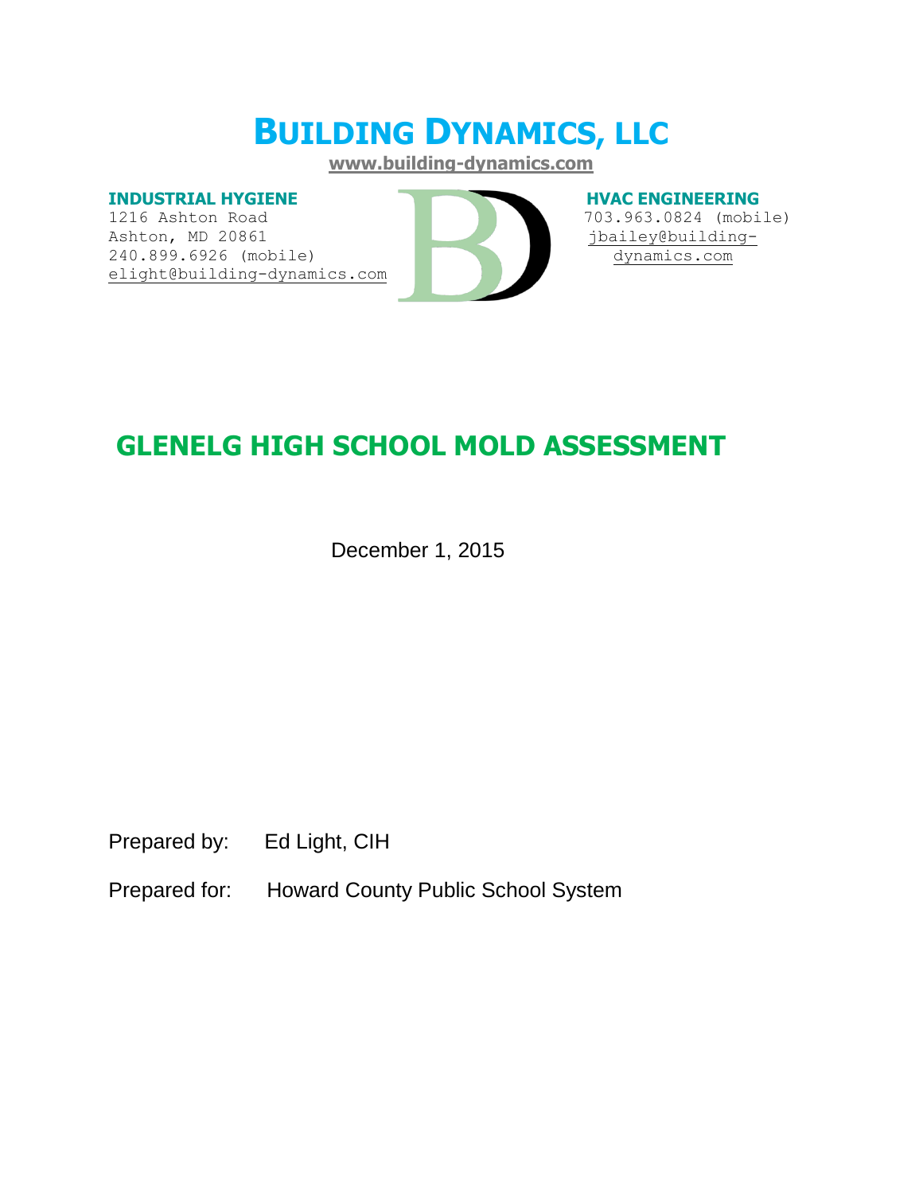# BUILDING DYNAMICS, LLC

www.building-dynamics.com

**INDUSTRIAL HYGIENE**
1216 Ashton Road
Ashton, MD 20861
240.899.6926 (mobile)
elight@building-dynamics.com

**HVAC ENGINEERING**
703.963.0824 (mobile)
jbailey@building-dynamics.com

# GLENELG HIGH SCHOOL MOLD ASSESSMENT

December 1, 2015

Prepared by: Ed Light, CIH

Prepared for: Howard County Public School System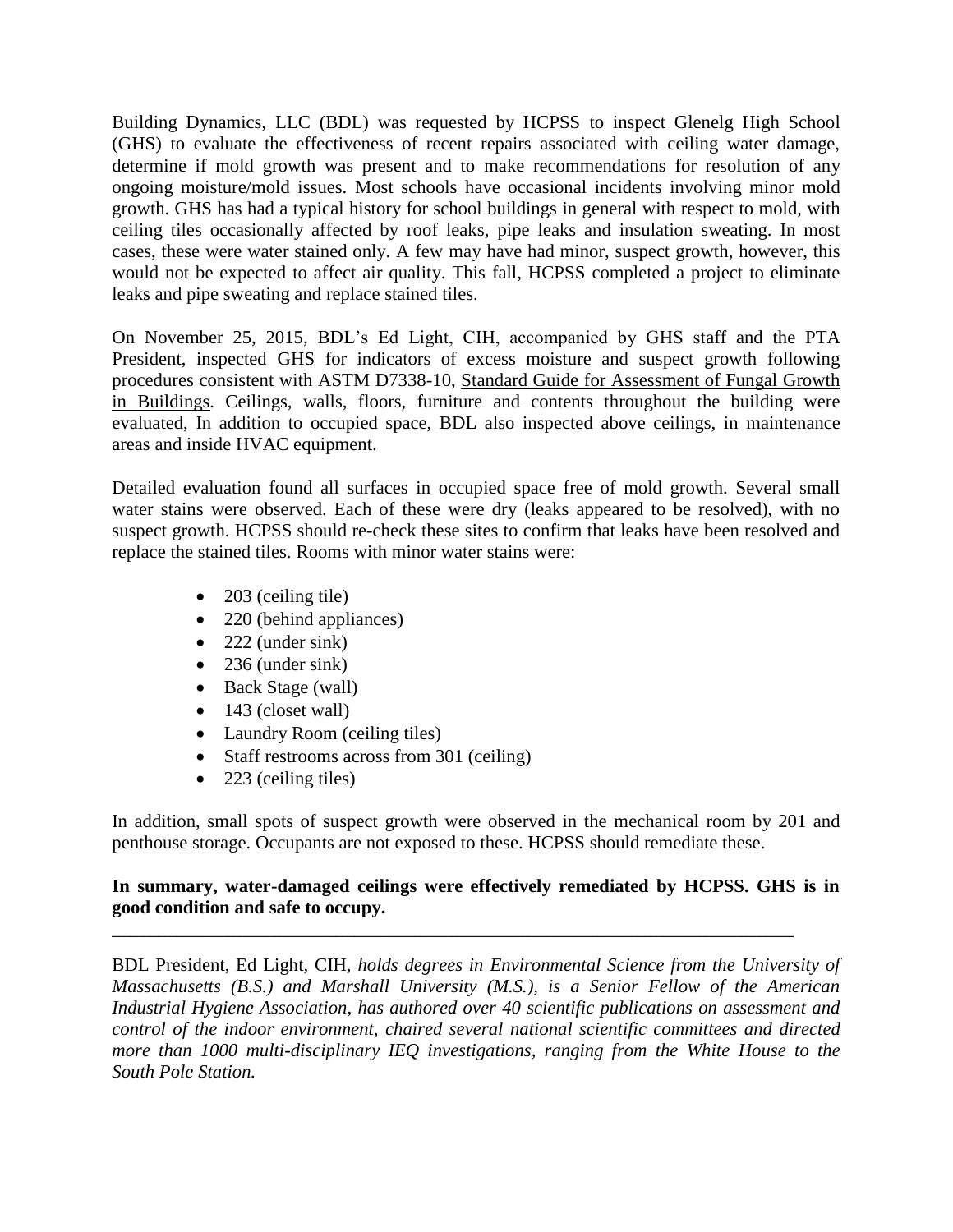Building Dynamics, LLC (BDL) was requested by HCPSS to inspect Glenelg High School (GHS) to evaluate the effectiveness of recent repairs associated with ceiling water damage, determine if mold growth was present and to make recommendations for resolution of any ongoing moisture/mold issues. Most schools have occasional incidents involving minor mold growth. GHS has had a typical history for school buildings in general with respect to mold, with ceiling tiles occasionally affected by roof leaks, pipe leaks and insulation sweating. In most cases, these were water stained only. A few may have had minor, suspect growth, however, this would not be expected to affect air quality. This fall, HCPSS completed a project to eliminate leaks and pipe sweating and replace stained tiles.

On November 25, 2015, BDL's Ed Light, CIH, accompanied by GHS staff and the PTA President, inspected GHS for indicators of excess moisture and suspect growth following procedures consistent with ASTM D7338-10, Standard Guide for Assessment of Fungal Growth in Buildings. Ceilings, walls, floors, furniture and contents throughout the building were evaluated, In addition to occupied space, BDL also inspected above ceilings, in maintenance areas and inside HVAC equipment.

Detailed evaluation found all surfaces in occupied space free of mold growth. Several small water stains were observed. Each of these were dry (leaks appeared to be resolved), with no suspect growth. HCPSS should re-check these sites to confirm that leaks have been resolved and replace the stained tiles. Rooms with minor water stains were:

- 203 (ceiling tile)
- 220 (behind appliances)
- 222 (under sink)
- 236 (under sink)
- Back Stage (wall)
- 143 (closet wall)
- Laundry Room (ceiling tiles)
- Staff restrooms across from 301 (ceiling)
- 223 (ceiling tiles)

In addition, small spots of suspect growth were observed in the mechanical room by 201 and penthouse storage. Occupants are not exposed to these. HCPSS should remediate these.

**In summary, water-damaged ceilings were effectively remediated by HCPSS. GHS is in good condition and safe to occupy.**

---

BDL President, Ed Light, CIH, *holds degrees in Environmental Science from the University of Massachusetts (B.S.) and Marshall University (M.S.), is a Senior Fellow of the American Industrial Hygiene Association, has authored over 40 scientific publications on assessment and control of the indoor environment, chaired several national scientific committees and directed more than 1000 multi-disciplinary IEQ investigations, ranging from the White House to the South Pole Station.*